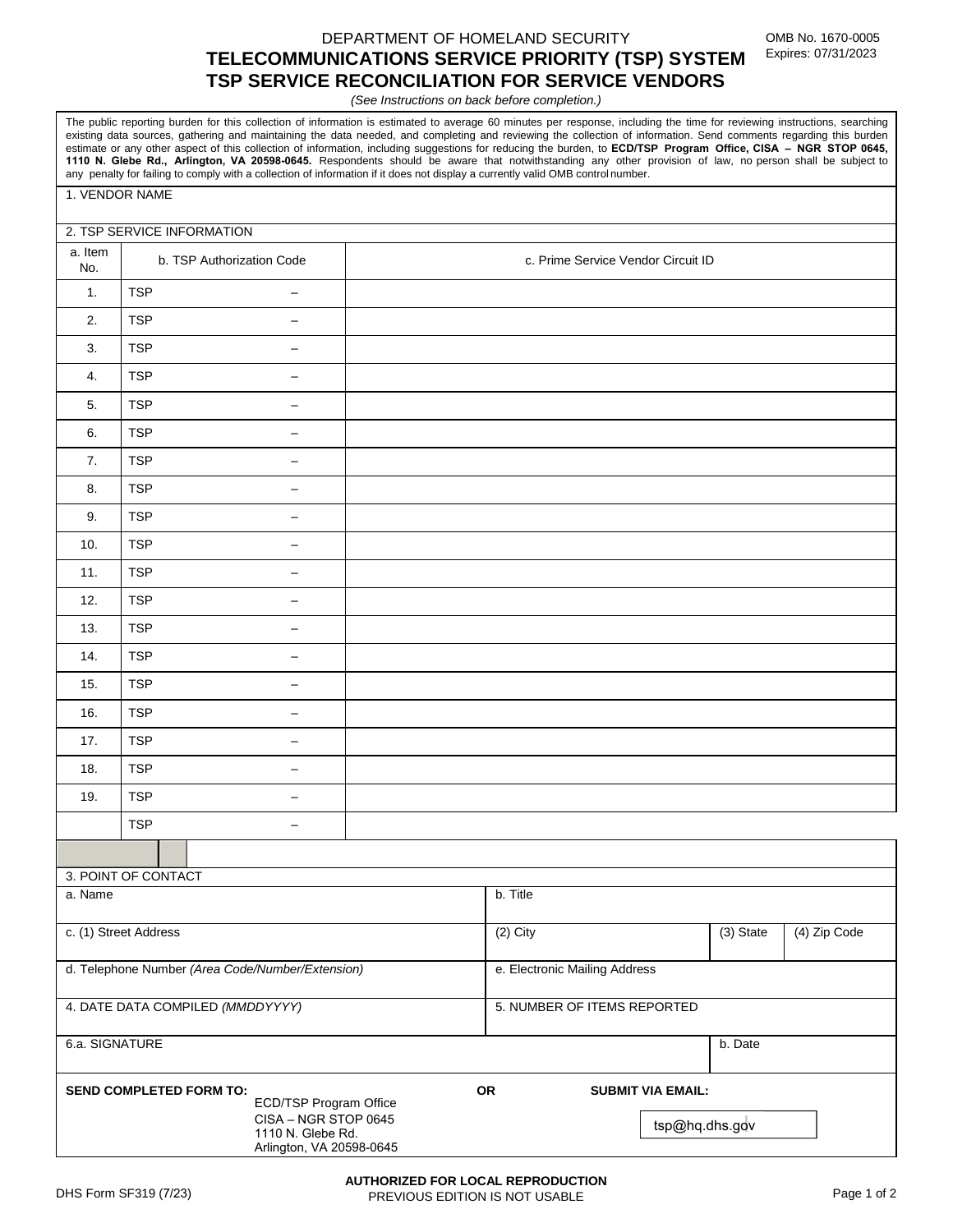DEPARTMENT OF HOMELAND SECURITY

# TELECOMMUNICATIONS SERVICE PRIORITY (TSP) SYSTEM
# TSP SERVICE RECONCILIATION FOR SERVICE VENDORS

OMB No. 1670-0005
Expires: 07/31/2023

*(See Instructions on back before completion.)*

The public reporting burden for this collection of information is estimated to average 60 minutes per response, including the time for reviewing instructions, searching existing data sources, gathering and maintaining the data needed, and completing and reviewing the collection of information. Send comments regarding this burden estimate or any other aspect of this collection of information, including suggestions for reducing the burden, to **ECD/TSP Program Office, CISA – NGR STOP 0645, 1110 N. Glebe Rd., Arlington, VA 20598-0645.** Respondents should be aware that notwithstanding any other provision of law, no person shall be subject to any penalty for failing to comply with a collection of information if it does not display a currently valid OMB control number.

1. VENDOR NAME

2. TSP SERVICE INFORMATION

| a. Item No. | b. TSP Authorization Code | c. Prime Service Vendor Circuit ID |
|---|---|---|
| 1. | TSP – | |
| 2. | TSP – | |
| 3. | TSP – | |
| 4. | TSP – | |
| 5. | TSP – | |
| 6. | TSP – | |
| 7. | TSP – | |
| 8. | TSP – | |
| 9. | TSP – | |
| 10. | TSP – | |
| 11. | TSP – | |
| 12. | TSP – | |
| 13. | TSP – | |
| 14. | TSP – | |
| 15. | TSP – | |
| 16. | TSP – | |
| 17. | TSP – | |
| 18. | TSP – | |
| 19. | TSP – | |
| | TSP – | |

3. POINT OF CONTACT

| a. Name | b. Title | | |
|---|---|---|---|
| c. (1) Street Address | (2) City | (3) State | (4) Zip Code |
| d. Telephone Number *(Area Code/Number/Extension)* | e. Electronic Mailing Address | | |
| 4. DATE DATA COMPILED *(MMDDYYYY)* | 5. NUMBER OF ITEMS REPORTED | | |
| 6.a. SIGNATURE | | b. Date | |

**SEND COMPLETED FORM TO:**
ECD/TSP Program Office
CISA – NGR STOP 0645
1110 N. Glebe Rd.
Arlington, VA 20598-0645

**OR**

**SUBMIT VIA EMAIL:**
tsp@hq.dhs.gov

DHS Form SF319 (7/23)

**AUTHORIZED FOR LOCAL REPRODUCTION**
PREVIOUS EDITION IS NOT USABLE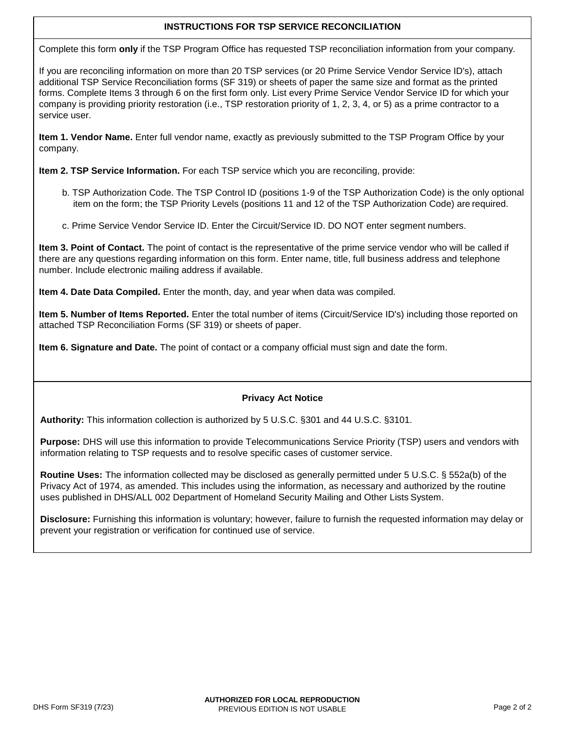## INSTRUCTIONS FOR TSP SERVICE RECONCILIATION

Complete this form **only** if the TSP Program Office has requested TSP reconciliation information from your company.

If you are reconciling information on more than 20 TSP services (or 20 Prime Service Vendor Service ID's), attach additional TSP Service Reconciliation forms (SF 319) or sheets of paper the same size and format as the printed forms. Complete Items 3 through 6 on the first form only. List every Prime Service Vendor Service ID for which your company is providing priority restoration (i.e., TSP restoration priority of 1, 2, 3, 4, or 5) as a prime contractor to a service user.

**Item 1. Vendor Name.** Enter full vendor name, exactly as previously submitted to the TSP Program Office by your company.

**Item 2. TSP Service Information.** For each TSP service which you are reconciling, provide:

b. TSP Authorization Code. The TSP Control ID (positions 1-9 of the TSP Authorization Code) is the only optional item on the form; the TSP Priority Levels (positions 11 and 12 of the TSP Authorization Code) are required.

c. Prime Service Vendor Service ID. Enter the Circuit/Service ID. DO NOT enter segment numbers.

**Item 3. Point of Contact.** The point of contact is the representative of the prime service vendor who will be called if there are any questions regarding information on this form. Enter name, title, full business address and telephone number. Include electronic mailing address if available.

**Item 4. Date Data Compiled.** Enter the month, day, and year when data was compiled.

**Item 5. Number of Items Reported.** Enter the total number of items (Circuit/Service ID's) including those reported on attached TSP Reconciliation Forms (SF 319) or sheets of paper.

**Item 6. Signature and Date.** The point of contact or a company official must sign and date the form.

## Privacy Act Notice

**Authority:** This information collection is authorized by 5 U.S.C. §301 and 44 U.S.C. §3101.

**Purpose:** DHS will use this information to provide Telecommunications Service Priority (TSP) users and vendors with information relating to TSP requests and to resolve specific cases of customer service.

**Routine Uses:** The information collected may be disclosed as generally permitted under 5 U.S.C. § 552a(b) of the Privacy Act of 1974, as amended. This includes using the information, as necessary and authorized by the routine uses published in DHS/ALL 002 Department of Homeland Security Mailing and Other Lists System.

**Disclosure:** Furnishing this information is voluntary; however, failure to furnish the requested information may delay or prevent your registration or verification for continued use of service.

DHS Form SF319 (7/23)

**AUTHORIZED FOR LOCAL REPRODUCTION**
PREVIOUS EDITION IS NOT USABLE